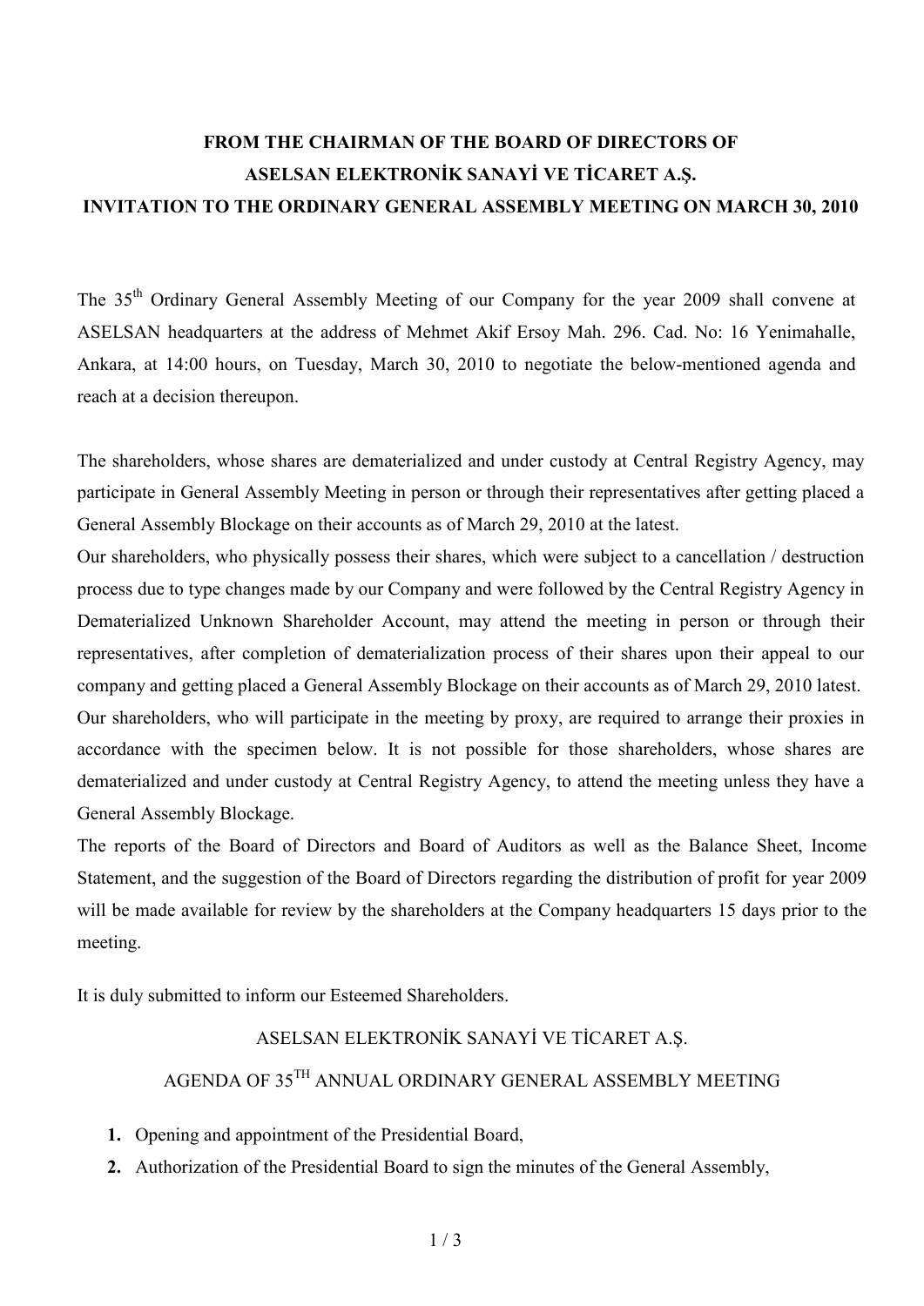# FROM THE CHAIRMAN OF THE BOARD OF DIRECTORS OF ASELSAN ELEKTRONİK SANAYİ VE TİCARET A.Ş. INVITATION TO THE ORDINARY GENERAL ASSEMBLY MEETING ON MARCH 30, 2010

The 35th Ordinary General Assembly Meeting of our Company for the year 2009 shall convene at ASELSAN headquarters at the address of Mehmet Akif Ersoy Mah. 296. Cad. No: 16 Yenimahalle, Ankara, at 14:00 hours, on Tuesday, March 30, 2010 to negotiate the below-mentioned agenda and reach at a decision thereupon.

The shareholders, whose shares are dematerialized and under custody at Central Registry Agency, may participate in General Assembly Meeting in person or through their representatives after getting placed a General Assembly Blockage on their accounts as of March 29, 2010 at the latest.

Our shareholders, who physically possess their shares, which were subject to a cancellation / destruction process due to type changes made by our Company and were followed by the Central Registry Agency in Dematerialized Unknown Shareholder Account, may attend the meeting in person or through their representatives, after completion of dematerialization process of their shares upon their appeal to our company and getting placed a General Assembly Blockage on their accounts as of March 29, 2010 latest.

Our shareholders, who will participate in the meeting by proxy, are required to arrange their proxies in accordance with the specimen below. It is not possible for those shareholders, whose shares are dematerialized and under custody at Central Registry Agency, to attend the meeting unless they have a General Assembly Blockage.

The reports of the Board of Directors and Board of Auditors as well as the Balance Sheet, Income Statement, and the suggestion of the Board of Directors regarding the distribution of profit for year 2009 will be made available for review by the shareholders at the Company headquarters 15 days prior to the meeting.

It is duly submitted to inform our Esteemed Shareholders.

ASELSAN ELEKTRONİK SANAYİ VE TİCARET A.Ş.

## AGENDA OF 35TH ANNUAL ORDINARY GENERAL ASSEMBLY MEETING

1. Opening and appointment of the Presidential Board,
2. Authorization of the Presidential Board to sign the minutes of the General Assembly,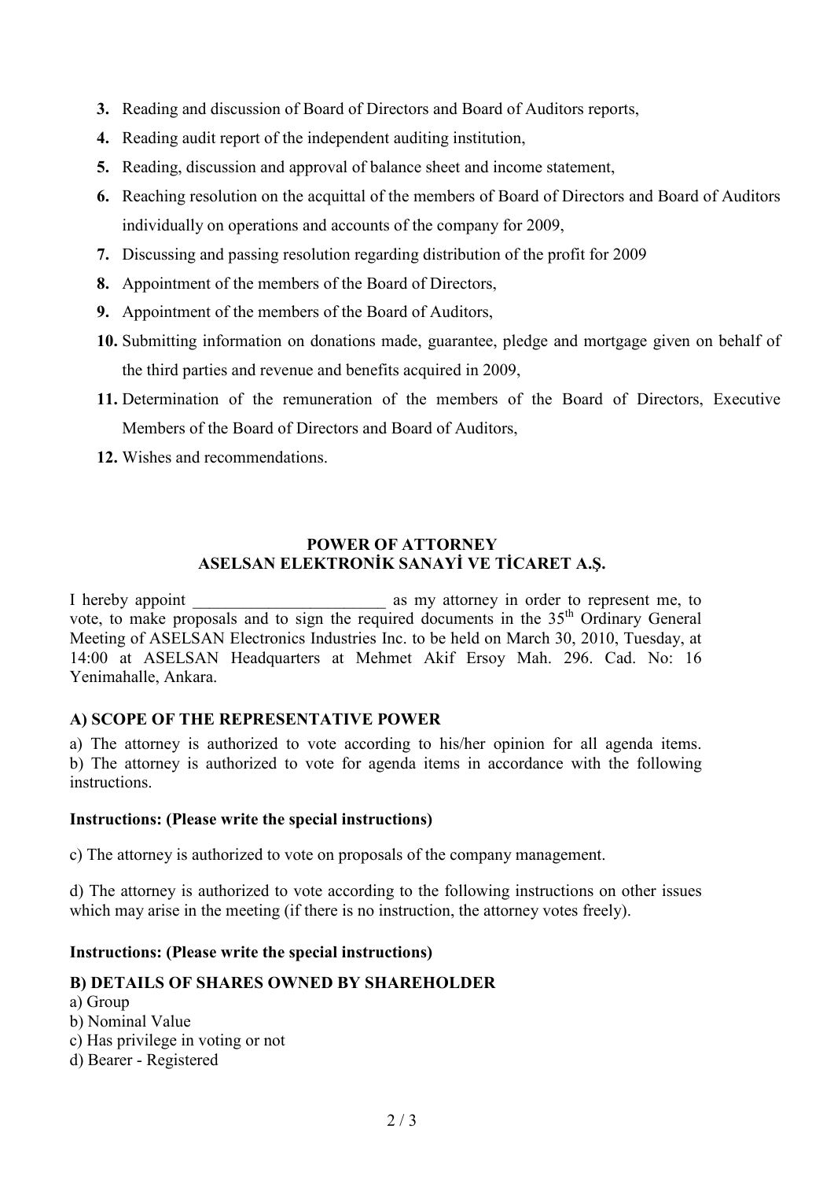3. Reading and discussion of Board of Directors and Board of Auditors reports,
4. Reading audit report of the independent auditing institution,
5. Reading, discussion and approval of balance sheet and income statement,
6. Reaching resolution on the acquittal of the members of Board of Directors and Board of Auditors individually on operations and accounts of the company for 2009,
7. Discussing and passing resolution regarding distribution of the profit for 2009
8. Appointment of the members of the Board of Directors,
9. Appointment of the members of the Board of Auditors,
10. Submitting information on donations made, guarantee, pledge and mortgage given on behalf of the third parties and revenue and benefits acquired in 2009,
11. Determination of the remuneration of the members of the Board of Directors, Executive Members of the Board of Directors and Board of Auditors,
12. Wishes and recommendations.

**POWER OF ATTORNEY**
**ASELSAN ELEKTRONİK SANAYİ VE TİCARET A.Ş.**

I hereby appoint _______________________ as my attorney in order to represent me, to vote, to make proposals and to sign the required documents in the 35th Ordinary General Meeting of ASELSAN Electronics Industries Inc. to be held on March 30, 2010, Tuesday, at 14:00 at ASELSAN Headquarters at Mehmet Akif Ersoy Mah. 296. Cad. No: 16 Yenimahalle, Ankara.

**A) SCOPE OF THE REPRESENTATIVE POWER**

a) The attorney is authorized to vote according to his/her opinion for all agenda items.
b) The attorney is authorized to vote for agenda items in accordance with the following instructions.

**Instructions: (Please write the special instructions)**

c) The attorney is authorized to vote on proposals of the company management.

d) The attorney is authorized to vote according to the following instructions on other issues which may arise in the meeting (if there is no instruction, the attorney votes freely).

**Instructions: (Please write the special instructions)**

**B) DETAILS OF SHARES OWNED BY SHAREHOLDER**

a) Group
b) Nominal Value
c) Has privilege in voting or not
d) Bearer - Registered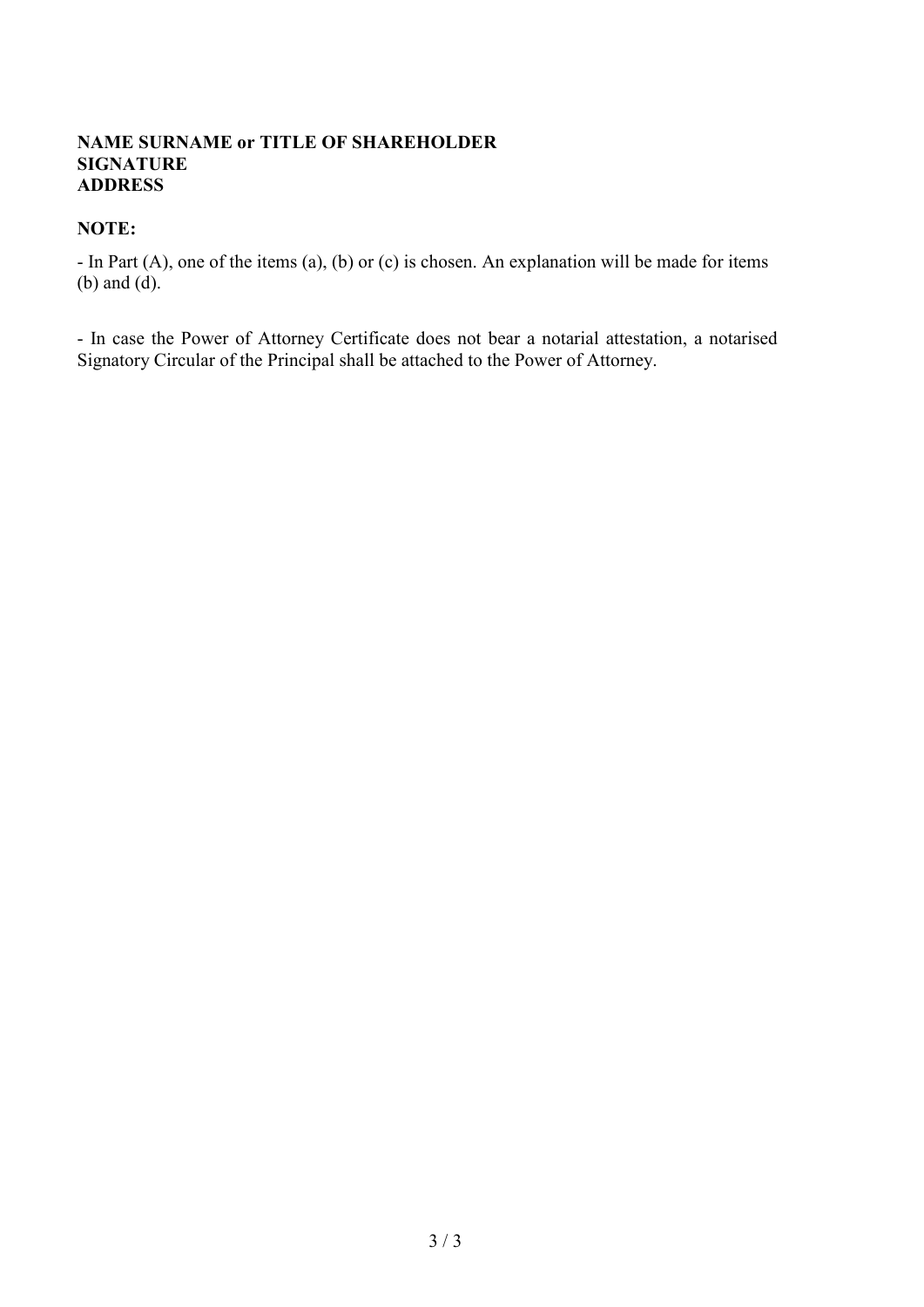**NAME SURNAME or TITLE OF SHAREHOLDER**
**SIGNATURE**
**ADDRESS**

**NOTE:**

- In Part (A), one of the items (a), (b) or (c) is chosen. An explanation will be made for items (b) and (d).

- In case the Power of Attorney Certificate does not bear a notarial attestation, a notarised Signatory Circular of the Principal shall be attached to the Power of Attorney.